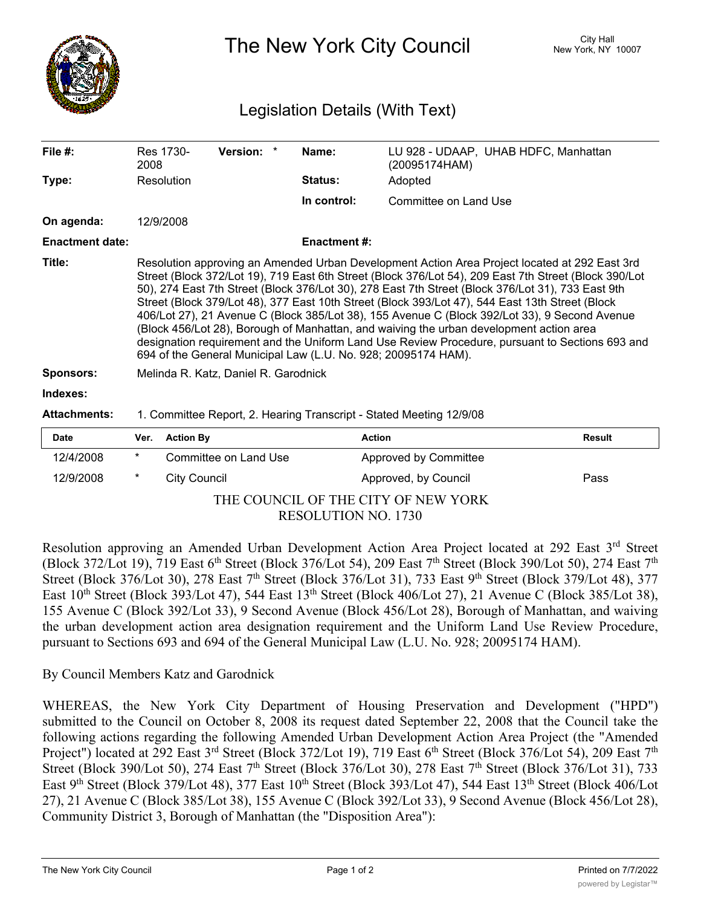# The New York City Council

City Hall
New York, NY 10007

## Legislation Details (With Text)

| | | | | | |
|---|---|---|---|---|---|
| **File #:** | Res 1730-2008 | **Version:** * | | **Name:** | LU 928 - UDAAP, UHAB HDFC, Manhattan (20095174HAM) |
| **Type:** | Resolution | | | **Status:** | Adopted |
| | | | | **In control:** | Committee on Land Use |
| **On agenda:** | 12/9/2008 | | | | |
| **Enactment date:** | | | | **Enactment #:** | |

**Title:** Resolution approving an Amended Urban Development Action Area Project located at 292 East 3rd Street (Block 372/Lot 19), 719 East 6th Street (Block 376/Lot 54), 209 East 7th Street (Block 390/Lot 50), 274 East 7th Street (Block 376/Lot 30), 278 East 7th Street (Block 376/Lot 31), 733 East 9th Street (Block 379/Lot 48), 377 East 10th Street (Block 393/Lot 47), 544 East 13th Street (Block 406/Lot 27), 21 Avenue C (Block 385/Lot 38), 155 Avenue C (Block 392/Lot 33), 9 Second Avenue (Block 456/Lot 28), Borough of Manhattan, and waiving the urban development action area designation requirement and the Uniform Land Use Review Procedure, pursuant to Sections 693 and 694 of the General Municipal Law (L.U. No. 928; 20095174 HAM).

**Sponsors:** Melinda R. Katz, Daniel R. Garodnick

**Indexes:**

**Attachments:** 1. Committee Report, 2. Hearing Transcript - Stated Meeting 12/9/08

| Date | Ver. | Action By | Action | Result |
|---|---|---|---|---|
| 12/4/2008 | * | Committee on Land Use | Approved by Committee | |
| 12/9/2008 | * | City Council | Approved, by Council | Pass |

THE COUNCIL OF THE CITY OF NEW YORK
RESOLUTION NO. 1730

Resolution approving an Amended Urban Development Action Area Project located at 292 East 3rd Street (Block 372/Lot 19), 719 East 6th Street (Block 376/Lot 54), 209 East 7th Street (Block 390/Lot 50), 274 East 7th Street (Block 376/Lot 30), 278 East 7th Street (Block 376/Lot 31), 733 East 9th Street (Block 379/Lot 48), 377 East 10th Street (Block 393/Lot 47), 544 East 13th Street (Block 406/Lot 27), 21 Avenue C (Block 385/Lot 38), 155 Avenue C (Block 392/Lot 33), 9 Second Avenue (Block 456/Lot 28), Borough of Manhattan, and waiving the urban development action area designation requirement and the Uniform Land Use Review Procedure, pursuant to Sections 693 and 694 of the General Municipal Law (L.U. No. 928; 20095174 HAM).

By Council Members Katz and Garodnick

WHEREAS, the New York City Department of Housing Preservation and Development ("HPD") submitted to the Council on October 8, 2008 its request dated September 22, 2008 that the Council take the following actions regarding the following Amended Urban Development Action Area Project (the "Amended Project") located at 292 East 3rd Street (Block 372/Lot 19), 719 East 6th Street (Block 376/Lot 54), 209 East 7th Street (Block 390/Lot 50), 274 East 7th Street (Block 376/Lot 30), 278 East 7th Street (Block 376/Lot 31), 733 East 9th Street (Block 379/Lot 48), 377 East 10th Street (Block 393/Lot 47), 544 East 13th Street (Block 406/Lot 27), 21 Avenue C (Block 385/Lot 38), 155 Avenue C (Block 392/Lot 33), 9 Second Avenue (Block 456/Lot 28), Community District 3, Borough of Manhattan (the "Disposition Area"):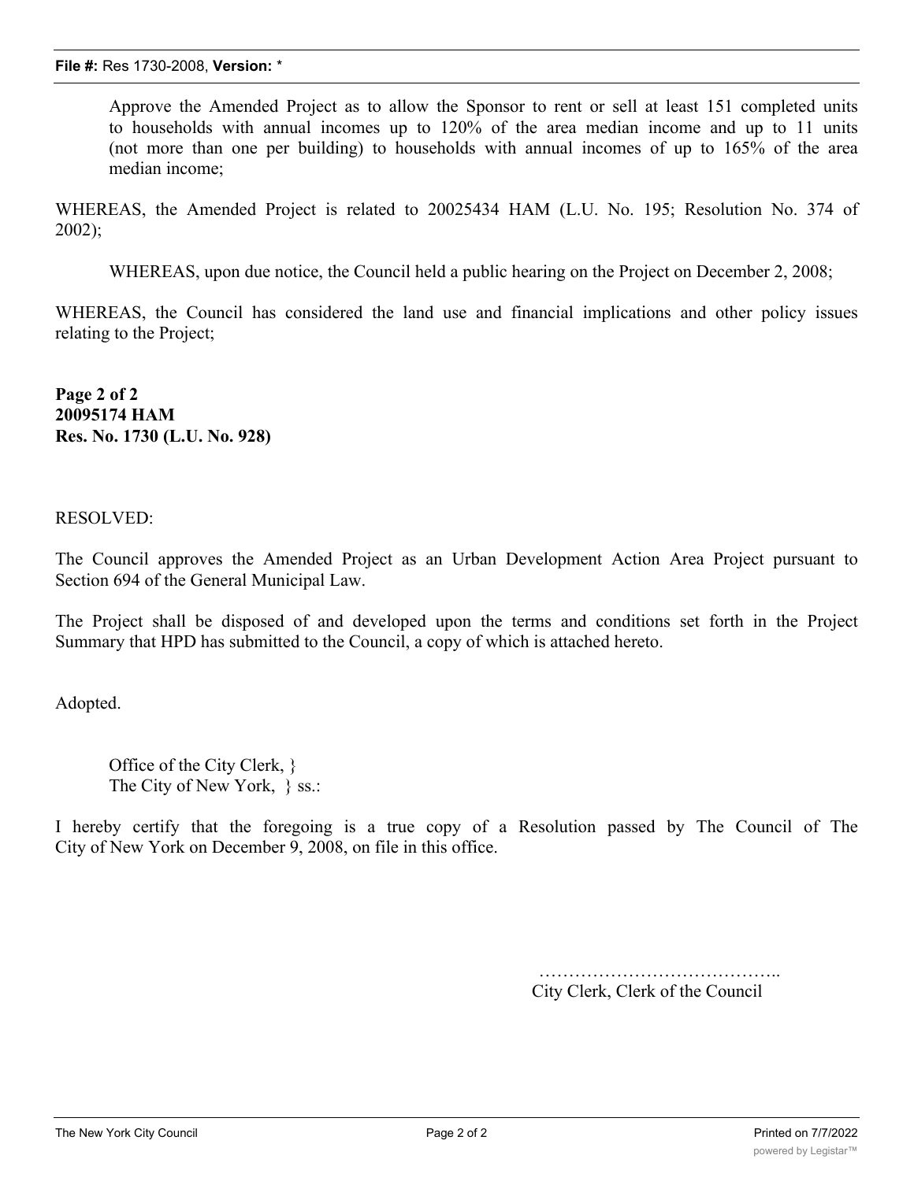Approve the Amended Project as to allow the Sponsor to rent or sell at least 151 completed units to households with annual incomes up to 120% of the area median income and up to 11 units (not more than one per building) to households with annual incomes of up to 165% of the area median income;

WHEREAS, the Amended Project is related to 20025434 HAM (L.U. No. 195; Resolution No. 374 of 2002);

WHEREAS, upon due notice, the Council held a public hearing on the Project on December 2, 2008;

WHEREAS, the Council has considered the land use and financial implications and other policy issues relating to the Project;

**Page 2 of 2**
**20095174 HAM**
**Res. No. 1730 (L.U. No. 928)**

RESOLVED:

The Council approves the Amended Project as an Urban Development Action Area Project pursuant to Section 694 of the General Municipal Law.

The Project shall be disposed of and developed upon the terms and conditions set forth in the Project Summary that HPD has submitted to the Council, a copy of which is attached hereto.

Adopted.

Office of the City Clerk, }
The City of New York, } ss.:

I hereby certify that the foregoing is a true copy of a Resolution passed by The Council of The City of New York on December 9, 2008, on file in this office.

…………………………………..
City Clerk, Clerk of the Council